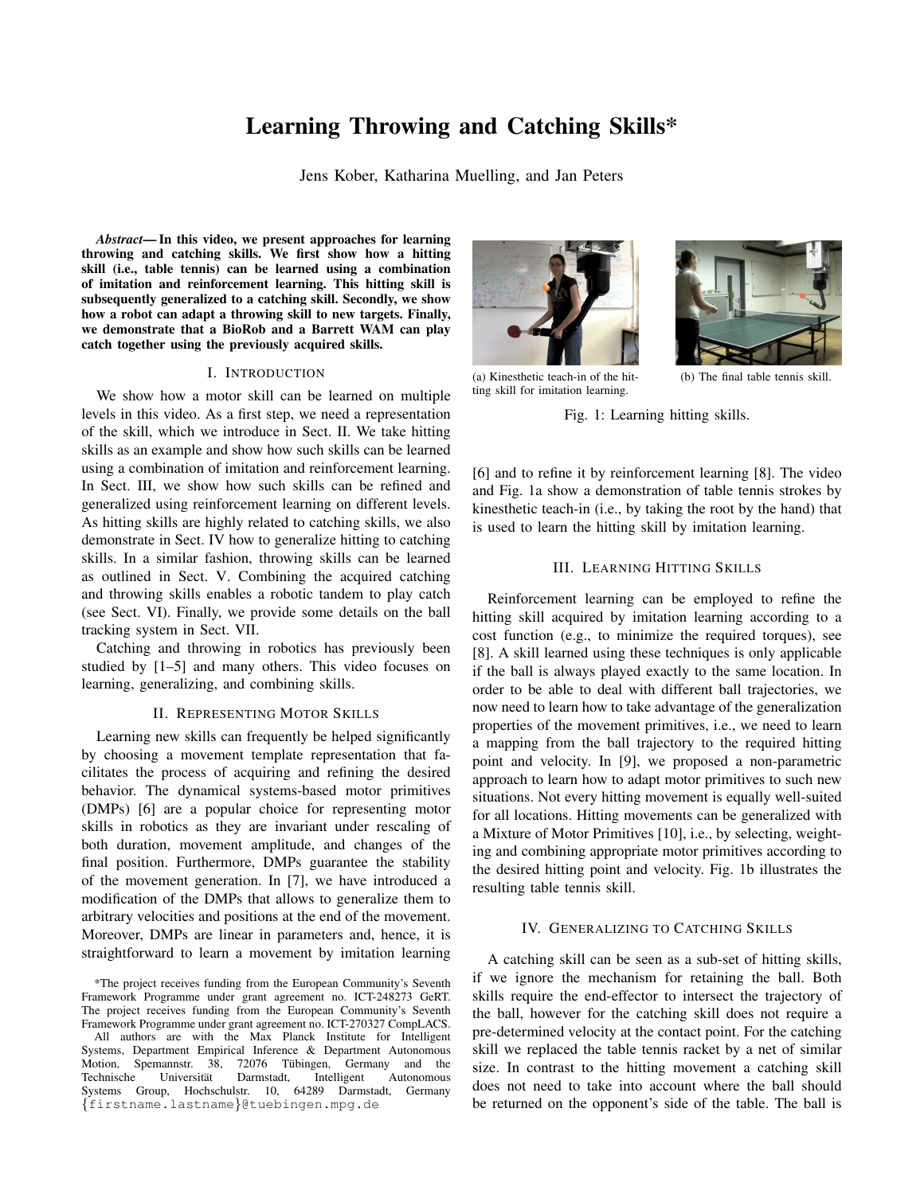# Learning Throwing and Catching Skills*

Jens Kober, Katharina Muelling, and Jan Peters

***Abstract*— In this video, we present approaches for learning throwing and catching skills. We first show how a hitting skill (i.e., table tennis) can be learned using a combination of imitation and reinforcement learning. This hitting skill is subsequently generalized to a catching skill. Secondly, we show how a robot can adapt a throwing skill to new targets. Finally, we demonstrate that a BioRob and a Barrett WAM can play catch together using the previously acquired skills.**

## I. Introduction

We show how a motor skill can be learned on multiple levels in this video. As a first step, we need a representation of the skill, which we introduce in Sect. II. We take hitting skills as an example and show how such skills can be learned using a combination of imitation and reinforcement learning. In Sect. III, we show how such skills can be refined and generalized using reinforcement learning on different levels. As hitting skills are highly related to catching skills, we also demonstrate in Sect. IV how to generalize hitting to catching skills. In a similar fashion, throwing skills can be learned as outlined in Sect. V. Combining the acquired catching and throwing skills enables a robotic tandem to play catch (see Sect. VI). Finally, we provide some details on the ball tracking system in Sect. VII.

Catching and throwing in robotics has previously been studied by [1–5] and many others. This video focuses on learning, generalizing, and combining skills.

## II. Representing Motor Skills

Learning new skills can frequently be helped significantly by choosing a movement template representation that facilitates the process of acquiring and refining the desired behavior. The dynamical systems-based motor primitives (DMPs) [6] are a popular choice for representing motor skills in robotics as they are invariant under rescaling of both duration, movement amplitude, and changes of the final position. Furthermore, DMPs guarantee the stability of the movement generation. In [7], we have introduced a modification of the DMPs that allows to generalize them to arbitrary velocities and positions at the end of the movement. Moreover, DMPs are linear in parameters and, hence, it is straightforward to learn a movement by imitation learning [6] and to refine it by reinforcement learning [8]. The video and Fig. 1a show a demonstration of table tennis strokes by kinesthetic teach-in (i.e., by taking the root by the hand) that is used to learn the hitting skill by imitation learning.

(a) Kinesthetic teach-in of the hitting skill for imitation learning.

(b) The final table tennis skill.

Fig. 1: Learning hitting skills.

## III. Learning Hitting Skills

Reinforcement learning can be employed to refine the hitting skill acquired by imitation learning according to a cost function (e.g., to minimize the required torques), see [8]. A skill learned using these techniques is only applicable if the ball is always played exactly to the same location. In order to be able to deal with different ball trajectories, we now need to learn how to take advantage of the generalization properties of the movement primitives, i.e., we need to learn a mapping from the ball trajectory to the required hitting point and velocity. In [9], we proposed a non-parametric approach to learn how to adapt motor primitives to such new situations. Not every hitting movement is equally well-suited for all locations. Hitting movements can be generalized with a Mixture of Motor Primitives [10], i.e., by selecting, weighting and combining appropriate motor primitives according to the desired hitting point and velocity. Fig. 1b illustrates the resulting table tennis skill.

## IV. Generalizing to Catching Skills

A catching skill can be seen as a sub-set of hitting skills, if we ignore the mechanism for retaining the ball. Both skills require the end-effector to intersect the trajectory of the ball, however for the catching skill does not require a pre-determined velocity at the contact point. For the catching skill we replaced the table tennis racket by a net of similar size. In contrast to the hitting movement a catching skill does not need to take into account where the ball should be returned on the opponent's side of the table. The ball is

*The project receives funding from the European Community's Seventh Framework Programme under grant agreement no. ICT-248273 GeRT. The project receives funding from the European Community's Seventh Framework Programme under grant agreement no. ICT-270327 CompLACS.

All authors are with the Max Planck Institute for Intelligent Systems, Department Empirical Inference & Department Autonomous Motion, Spemannstr. 38, 72076 Tübingen, Germany and the Technische Universität Darmstadt, Intelligent Autonomous Systems Group, Hochschulstr. 10, 64289 Darmstadt, Germany {firstname.lastname}@tuebingen.mpg.de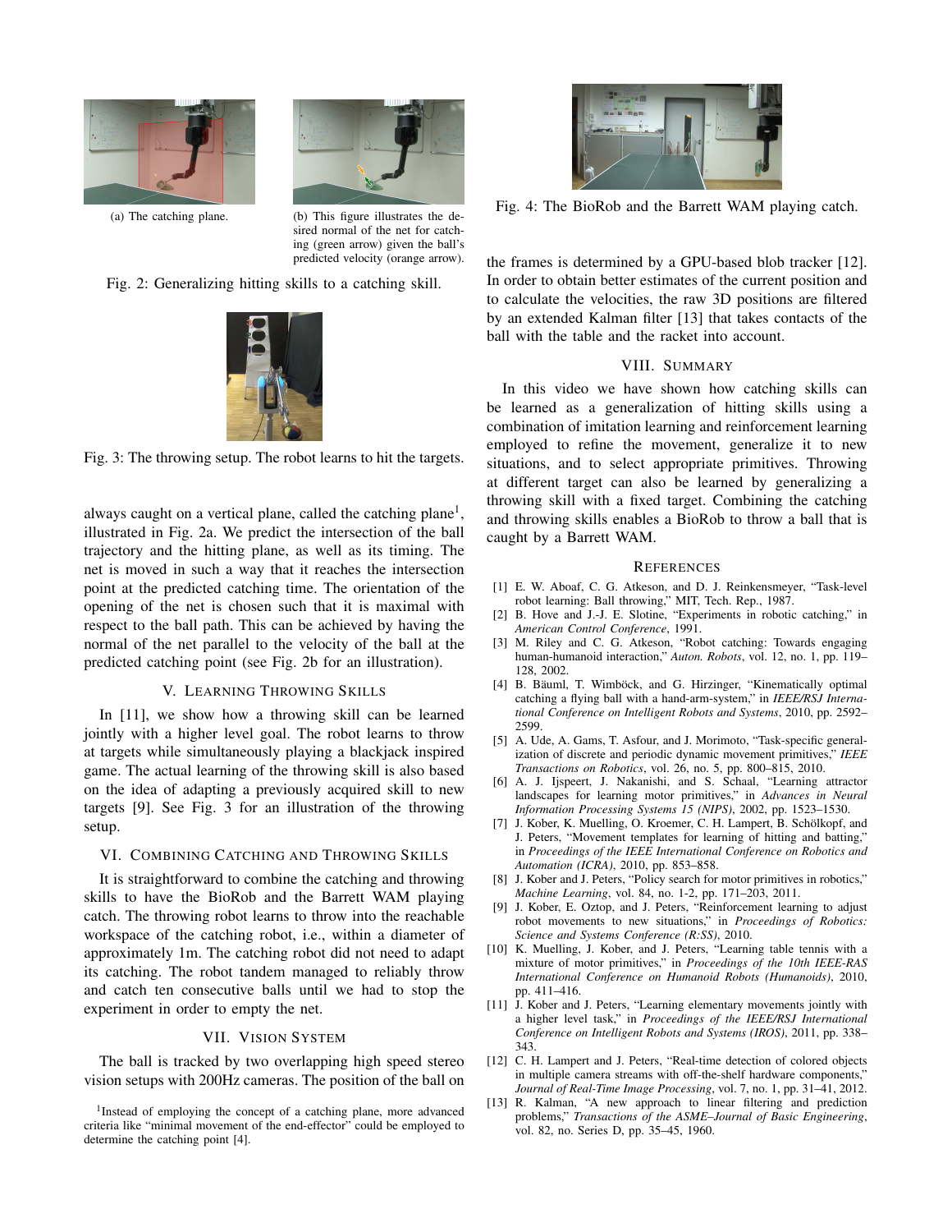(a) The catching plane.

(b) This figure illustrates the desired normal of the net for catching (green arrow) given the ball's predicted velocity (orange arrow).

Fig. 2: Generalizing hitting skills to a catching skill.

Fig. 3: The throwing setup. The robot learns to hit the targets.

always caught on a vertical plane, called the catching plane[1], illustrated in Fig. 2a. We predict the intersection of the ball trajectory and the hitting plane, as well as its timing. The net is moved in such a way that it reaches the intersection point at the predicted catching time. The orientation of the opening of the net is chosen such that it is maximal with respect to the ball path. This can be achieved by having the normal of the net parallel to the velocity of the ball at the predicted catching point (see Fig. 2b for an illustration).

## V. Learning Throwing Skills

In [11], we show how a throwing skill can be learned jointly with a higher level goal. The robot learns to throw at targets while simultaneously playing a blackjack inspired game. The actual learning of the throwing skill is also based on the idea of adapting a previously acquired skill to new targets [9]. See Fig. 3 for an illustration of the throwing setup.

## VI. Combining Catching and Throwing Skills

It is straightforward to combine the catching and throwing skills to have the BioRob and the Barrett WAM playing catch. The throwing robot learns to throw into the reachable workspace of the catching robot, i.e., within a diameter of approximately 1m. The catching robot did not need to adapt its catching. The robot tandem managed to reliably throw and catch ten consecutive balls until we had to stop the experiment in order to empty the net.

## VII. Vision System

The ball is tracked by two overlapping high speed stereo vision setups with 200Hz cameras. The position of the ball on the frames is determined by a GPU-based blob tracker [12]. In order to obtain better estimates of the current position and to calculate the velocities, the raw 3D positions are filtered by an extended Kalman filter [13] that takes contacts of the ball with the table and the racket into account.

[1]Instead of employing the concept of a catching plane, more advanced criteria like "minimal movement of the end-effector" could be employed to determine the catching point [4].

Fig. 4: The BioRob and the Barrett WAM playing catch.

## VIII. Summary

In this video we have shown how catching skills can be learned as a generalization of hitting skills using a combination of imitation learning and reinforcement learning employed to refine the movement, generalize it to new situations, and to select appropriate primitives. Throwing at different target can also be learned by generalizing a throwing skill with a fixed target. Combining the catching and throwing skills enables a BioRob to throw a ball that is caught by a Barrett WAM.

## References

[1] E. W. Aboaf, C. G. Atkeson, and D. J. Reinkensmeyer, "Task-level robot learning: Ball throwing," MIT, Tech. Rep., 1987.

[2] B. Hove and J.-J. E. Slotine, "Experiments in robotic catching," in *American Control Conference*, 1991.

[3] M. Riley and C. G. Atkeson, "Robot catching: Towards engaging human-humanoid interaction," *Auton. Robots*, vol. 12, no. 1, pp. 119–128, 2002.

[4] B. Bäuml, T. Wimböck, and G. Hirzinger, "Kinematically optimal catching a flying ball with a hand-arm-system," in *IEEE/RSJ International Conference on Intelligent Robots and Systems*, 2010, pp. 2592–2599.

[5] A. Ude, A. Gams, T. Asfour, and J. Morimoto, "Task-specific generalization of discrete and periodic dynamic movement primitives," *IEEE Transactions on Robotics*, vol. 26, no. 5, pp. 800–815, 2010.

[6] A. J. Ijspeert, J. Nakanishi, and S. Schaal, "Learning attractor landscapes for learning motor primitives," in *Advances in Neural Information Processing Systems 15 (NIPS)*, 2002, pp. 1523–1530.

[7] J. Kober, K. Muelling, O. Kroemer, C. H. Lampert, B. Schölkopf, and J. Peters, "Movement templates for learning of hitting and batting," in *Proceedings of the IEEE International Conference on Robotics and Automation (ICRA)*, 2010, pp. 853–858.

[8] J. Kober and J. Peters, "Policy search for motor primitives in robotics," *Machine Learning*, vol. 84, no. 1-2, pp. 171–203, 2011.

[9] J. Kober, E. Oztop, and J. Peters, "Reinforcement learning to adjust robot movements to new situations," in *Proceedings of Robotics: Science and Systems Conference (R:SS)*, 2010.

[10] K. Muelling, J. Kober, and J. Peters, "Learning table tennis with a mixture of motor primitives," in *Proceedings of the 10th IEEE-RAS International Conference on Humanoid Robots (Humanoids)*, 2010, pp. 411–416.

[11] J. Kober and J. Peters, "Learning elementary movements jointly with a higher level task," in *Proceedings of the IEEE/RSJ International Conference on Intelligent Robots and Systems (IROS)*, 2011, pp. 338–343.

[12] C. H. Lampert and J. Peters, "Real-time detection of colored objects in multiple camera streams with off-the-shelf hardware components," *Journal of Real-Time Image Processing*, vol. 7, no. 1, pp. 31–41, 2012.

[13] R. Kalman, "A new approach to linear filtering and prediction problems," *Transactions of the ASME–Journal of Basic Engineering*, vol. 82, no. Series D, pp. 35–45, 1960.